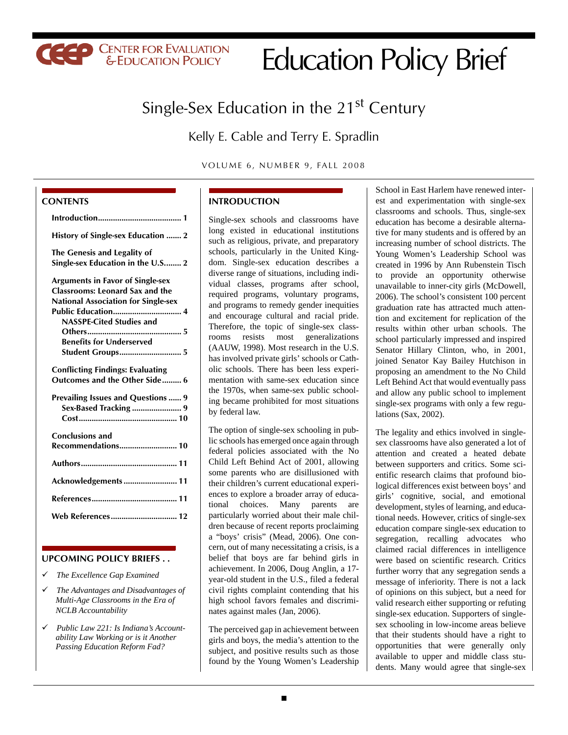CEEP Center for Evaluation & Education Policy

# Education Policy Brief

## Single-Sex Education in the 21st Century

Kelly E. Cable and Terry E. Spradlin

VOLUME 6, NUMBER 9, FALL 2008

### CONTENTS

- Introduction ....... 1
- History of Single-sex Education ....... 2
- The Genesis and Legality of Single-sex Education in the U.S. ....... 2
- Arguments in Favor of Single-sex Classrooms: Leonard Sax and the National Association for Single-sex Public Education ....... 4
  - NASSPE-Cited Studies and Others ....... 5
  - Benefits for Underserved Student Groups ....... 5
- Conflicting Findings: Evaluating Outcomes and the Other Side ....... 6
- Prevailing Issues and Questions ....... 9
  - Sex-Based Tracking ....... 9
  - Cost ....... 10
- Conclusions and Recommendations ....... 10
- Authors ....... 11
- Acknowledgements ....... 11
- References ....... 11
- Web References ....... 12

### UPCOMING POLICY BRIEFS . .

- ✓ *The Excellence Gap Examined*
- ✓ *The Advantages and Disadvantages of Multi-Age Classrooms in the Era of NCLB Accountability*
- ✓ *Public Law 221: Is Indiana's Accountability Law Working or is it Another Passing Education Reform Fad?*

### INTRODUCTION

Single-sex schools and classrooms have long existed in educational institutions such as religious, private, and preparatory schools, particularly in the United Kingdom. Single-sex education describes a diverse range of situations, including individual classes, programs after school, required programs, voluntary programs, and programs to remedy gender inequities and encourage cultural and racial pride. Therefore, the topic of single-sex classrooms resists most generalizations (AAUW, 1998). Most research in the U.S. has involved private girls' schools or Catholic schools. There has been less experimentation with same-sex education since the 1970s, when same-sex public schooling became prohibited for most situations by federal law.

The option of single-sex schooling in public schools has emerged once again through federal policies associated with the No Child Left Behind Act of 2001, allowing some parents who are disillusioned with their children's current educational experiences to explore a broader array of educational choices. Many parents are particularly worried about their male children because of recent reports proclaiming a "boys' crisis" (Mead, 2006). One concern, out of many necessitating a crisis, is a belief that boys are far behind girls in achievement. In 2006, Doug Anglin, a 17-year-old student in the U.S., filed a federal civil rights complaint contending that his high school favors females and discriminates against males (Jan, 2006).

The perceived gap in achievement between girls and boys, the media's attention to the subject, and positive results such as those found by the Young Women's Leadership School in East Harlem have renewed interest and experimentation with single-sex classrooms and schools. Thus, single-sex education has become a desirable alternative for many students and is offered by an increasing number of school districts. The Young Women's Leadership School was created in 1996 by Ann Rubenstein Tisch to provide an opportunity otherwise unavailable to inner-city girls (McDowell, 2006). The school's consistent 100 percent graduation rate has attracted much attention and excitement for replication of the results within other urban schools. The school particularly impressed and inspired Senator Hillary Clinton, who, in 2001, joined Senator Kay Bailey Hutchison in proposing an amendment to the No Child Left Behind Act that would eventually pass and allow any public school to implement single-sex programs with only a few regulations (Sax, 2002).

The legality and ethics involved in single-sex classrooms have also generated a lot of attention and created a heated debate between supporters and critics. Some scientific research claims that profound biological differences exist between boys' and girls' cognitive, social, and emotional development, styles of learning, and educational needs. However, critics of single-sex education compare single-sex education to segregation, recalling advocates who claimed racial differences in intelligence were based on scientific research. Critics further worry that any segregation sends a message of inferiority. There is not a lack of opinions on this subject, but a need for valid research either supporting or refuting single-sex education. Supporters of single-sex schooling in low-income areas believe that their students should have a right to opportunities that were generally only available to upper and middle class students. Many would agree that single-sex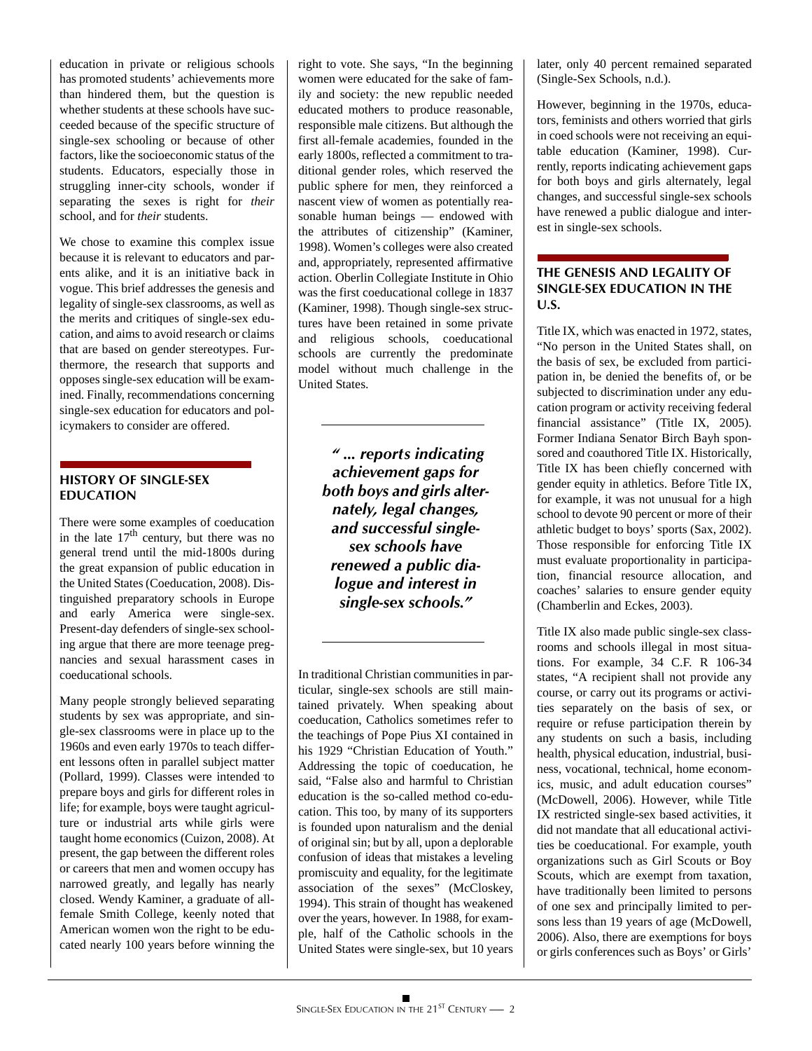education in private or religious schools has promoted students' achievements more than hindered them, but the question is whether students at these schools have succeeded because of the specific structure of single-sex schooling or because of other factors, like the socioeconomic status of the students. Educators, especially those in struggling inner-city schools, wonder if separating the sexes is right for *their* school, and for *their* students.

We chose to examine this complex issue because it is relevant to educators and parents alike, and it is an initiative back in vogue. This brief addresses the genesis and legality of single-sex classrooms, as well as the merits and critiques of single-sex education, and aims to avoid research or claims that are based on gender stereotypes. Furthermore, the research that supports and opposes single-sex education will be examined. Finally, recommendations concerning single-sex education for educators and policymakers to consider are offered.

## HISTORY OF SINGLE-SEX EDUCATION

There were some examples of coeducation in the late 17th century, but there was no general trend until the mid-1800s during the great expansion of public education in the United States (Coeducation, 2008). Distinguished preparatory schools in Europe and early America were single-sex. Present-day defenders of single-sex schooling argue that there are more teenage pregnancies and sexual harassment cases in coeducational schools.

Many people strongly believed separating students by sex was appropriate, and single-sex classrooms were in place up to the 1960s and even early 1970s to teach different lessons often in parallel subject matter (Pollard, 1999). Classes were intended to prepare boys and girls for different roles in life; for example, boys were taught agriculture or industrial arts while girls were taught home economics (Cuizon, 2008). At present, the gap between the different roles or careers that men and women occupy has narrowed greatly, and legally has nearly closed. Wendy Kaminer, a graduate of all-female Smith College, keenly noted that American women won the right to be educated nearly 100 years before winning the right to vote. She says, "In the beginning women were educated for the sake of family and society: the new republic needed educated mothers to produce reasonable, responsible male citizens. But although the first all-female academies, founded in the early 1800s, reflected a commitment to traditional gender roles, which reserved the public sphere for men, they reinforced a nascent view of women as potentially reasonable human beings — endowed with the attributes of citizenship" (Kaminer, 1998). Women's colleges were also created and, appropriately, represented affirmative action. Oberlin Collegiate Institute in Ohio was the first coeducational college in 1837 (Kaminer, 1998). Though single-sex structures have been retained in some private and religious schools, coeducational schools are currently the predominate model without much challenge in the United States.

> ***" ... reports indicating achievement gaps for both boys and girls alternately, legal changes, and successful single-sex schools have renewed a public dialogue and interest in single-sex schools."***

In traditional Christian communities in particular, single-sex schools are still maintained privately. When speaking about coeducation, Catholics sometimes refer to the teachings of Pope Pius XI contained in his 1929 "Christian Education of Youth." Addressing the topic of coeducation, he said, "False also and harmful to Christian education is the so-called method co-education. This too, by many of its supporters is founded upon naturalism and the denial of original sin; but by all, upon a deplorable confusion of ideas that mistakes a leveling promiscuity and equality, for the legitimate association of the sexes" (McCloskey, 1994). This strain of thought has weakened over the years, however. In 1988, for example, half of the Catholic schools in the United States were single-sex, but 10 years later, only 40 percent remained separated (Single-Sex Schools, n.d.).

However, beginning in the 1970s, educators, feminists and others worried that girls in coed schools were not receiving an equitable education (Kaminer, 1998). Currently, reports indicating achievement gaps for both boys and girls alternately, legal changes, and successful single-sex schools have renewed a public dialogue and interest in single-sex schools.

## THE GENESIS AND LEGALITY OF SINGLE-SEX EDUCATION IN THE U.S.

Title IX, which was enacted in 1972, states, "No person in the United States shall, on the basis of sex, be excluded from participation in, be denied the benefits of, or be subjected to discrimination under any education program or activity receiving federal financial assistance" (Title IX, 2005). Former Indiana Senator Birch Bayh sponsored and coauthored Title IX. Historically, Title IX has been chiefly concerned with gender equity in athletics. Before Title IX, for example, it was not unusual for a high school to devote 90 percent or more of their athletic budget to boys' sports (Sax, 2002). Those responsible for enforcing Title IX must evaluate proportionality in participation, financial resource allocation, and coaches' salaries to ensure gender equity (Chamberlin and Eckes, 2003).

Title IX also made public single-sex classrooms and schools illegal in most situations. For example, 34 C.F. R 106-34 states, "A recipient shall not provide any course, or carry out its programs or activities separately on the basis of sex, or require or refuse participation therein by any students on such a basis, including health, physical education, industrial, business, vocational, technical, home economics, music, and adult education courses" (McDowell, 2006). However, while Title IX restricted single-sex based activities, it did not mandate that all educational activities be coeducational. For example, youth organizations such as Girl Scouts or Boy Scouts, which are exempt from taxation, have traditionally been limited to persons of one sex and principally limited to persons less than 19 years of age (McDowell, 2006). Also, there are exemptions for boys or girls conferences such as Boys' or Girls'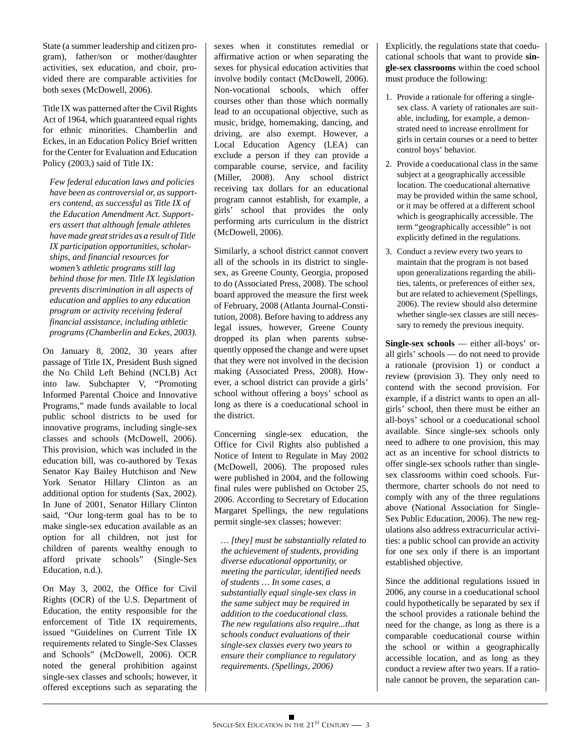State (a summer leadership and citizen program), father/son or mother/daughter activities, sex education, and choir, provided there are comparable activities for both sexes (McDowell, 2006).

Title IX was patterned after the Civil Rights Act of 1964, which guaranteed equal rights for ethnic minorities. Chamberlin and Eckes, in an Education Policy Brief written for the Center for Evaluation and Education Policy (2003,) said of Title IX:

> *Few federal education laws and policies have been as controversial or, as supporters contend, as successful as Title IX of the Education Amendment Act. Supporters assert that although female athletes have made great strides as a result of Title IX participation opportunities, scholarships, and financial resources for women's athletic programs still lag behind those for men. Title IX legislation prevents discrimination in all aspects of education and applies to any education program or activity receiving federal financial assistance, including athletic programs (Chamberlin and Eckes, 2003).*

On January 8, 2002, 30 years after passage of Title IX, President Bush signed the No Child Left Behind (NCLB) Act into law. Subchapter V, "Promoting Informed Parental Choice and Innovative Programs," made funds available to local public school districts to be used for innovative programs, including single-sex classes and schools (McDowell, 2006). This provision, which was included in the education bill, was co-authored by Texas Senator Kay Bailey Hutchison and New York Senator Hillary Clinton as an additional option for students (Sax, 2002). In June of 2001, Senator Hillary Clinton said, "Our long-term goal has to be to make single-sex education available as an option for all children, not just for children of parents wealthy enough to afford private schools" (Single-Sex Education, n.d.).

On May 3, 2002, the Office for Civil Rights (OCR) of the U.S. Department of Education, the entity responsible for the enforcement of Title IX requirements, issued "Guidelines on Current Title IX requirements related to Single-Sex Classes and Schools" (McDowell, 2006). OCR noted the general prohibition against single-sex classes and schools; however, it offered exceptions such as separating the sexes when it constitutes remedial or affirmative action or when separating the sexes for physical education activities that involve bodily contact (McDowell, 2006). Non-vocational schools, which offer courses other than those which normally lead to an occupational objective, such as music, bridge, homemaking, dancing, and driving, are also exempt. However, a Local Education Agency (LEA) can exclude a person if they can provide a comparable course, service, and facility (Miller, 2008). Any school district receiving tax dollars for an educational program cannot establish, for example, a girls' school that provides the only performing arts curriculum in the district (McDowell, 2006).

Similarly, a school district cannot convert all of the schools in its district to single-sex, as Greene County, Georgia, proposed to do (Associated Press, 2008). The school board approved the measure the first week of February, 2008 (Atlanta Journal-Constitution, 2008). Before having to address any legal issues, however, Greene County dropped its plan when parents subsequently opposed the change and were upset that they were not involved in the decision making (Associated Press, 2008). However, a school district can provide a girls' school without offering a boys' school as long as there is a coeducational school in the district.

Concerning single-sex education, the Office for Civil Rights also published a Notice of Intent to Regulate in May 2002 (McDowell, 2006). The proposed rules were published in 2004, and the following final rules were published on October 25, 2006. According to Secretary of Education Margaret Spellings, the new regulations permit single-sex classes; however:

> *… [they] must be substantially related to the achievement of students, providing diverse educational opportunity, or meeting the particular, identified needs of students … In some cases, a substantially equal single-sex class in the same subject may be required in addition to the coeducational class. The new regulations also require...that schools conduct evaluations of their single-sex classes every two years to ensure their compliance to regulatory requirements. (Spellings, 2006)*

Explicitly, the regulations state that coeducational schools that want to provide **single-sex classrooms** within the coed school must produce the following:

1. Provide a rationale for offering a single-sex class. A variety of rationales are suitable, including, for example, a demonstrated need to increase enrollment for girls in certain courses or a need to better control boys' behavior.
2. Provide a coeducational class in the same subject at a geographically accessible location. The coeducational alternative may be provided within the same school, or it may be offered at a different school which is geographically accessible. The term "geographically accessible" is not explicitly defined in the regulations.
3. Conduct a review every two years to maintain that the program is not based upon generalizations regarding the abilities, talents, or preferences of either sex, but are related to achievement (Spellings, 2006). The review should also determine whether single-sex classes are still necessary to remedy the previous inequity.

**Single-sex schools** — either all-boys' or all girls' schools — do not need to provide a rationale (provision 1) or conduct a review (provision 3). They only need to contend with the second provision. For example, if a district wants to open an all-girls' school, then there must be either an all-boys' school or a coeducational school available. Since single-sex schools only need to adhere to one provision, this may act as an incentive for school districts to offer single-sex schools rather than single-sex classrooms within coed schools. Furthermore, charter schools do not need to comply with any of the three regulations above (National Association for Single-Sex Public Education, 2006). The new regulations also address extracurricular activities: a public school can provide an activity for one sex only if there is an important established objective.

Since the additional regulations issued in 2006, any course in a coeducational school could hypothetically be separated by sex if the school provides a rationale behind the need for the change, as long as there is a comparable coeducational course within the school or within a geographically accessible location, and as long as they conduct a review after two years. If a rationale cannot be proven, the separation can-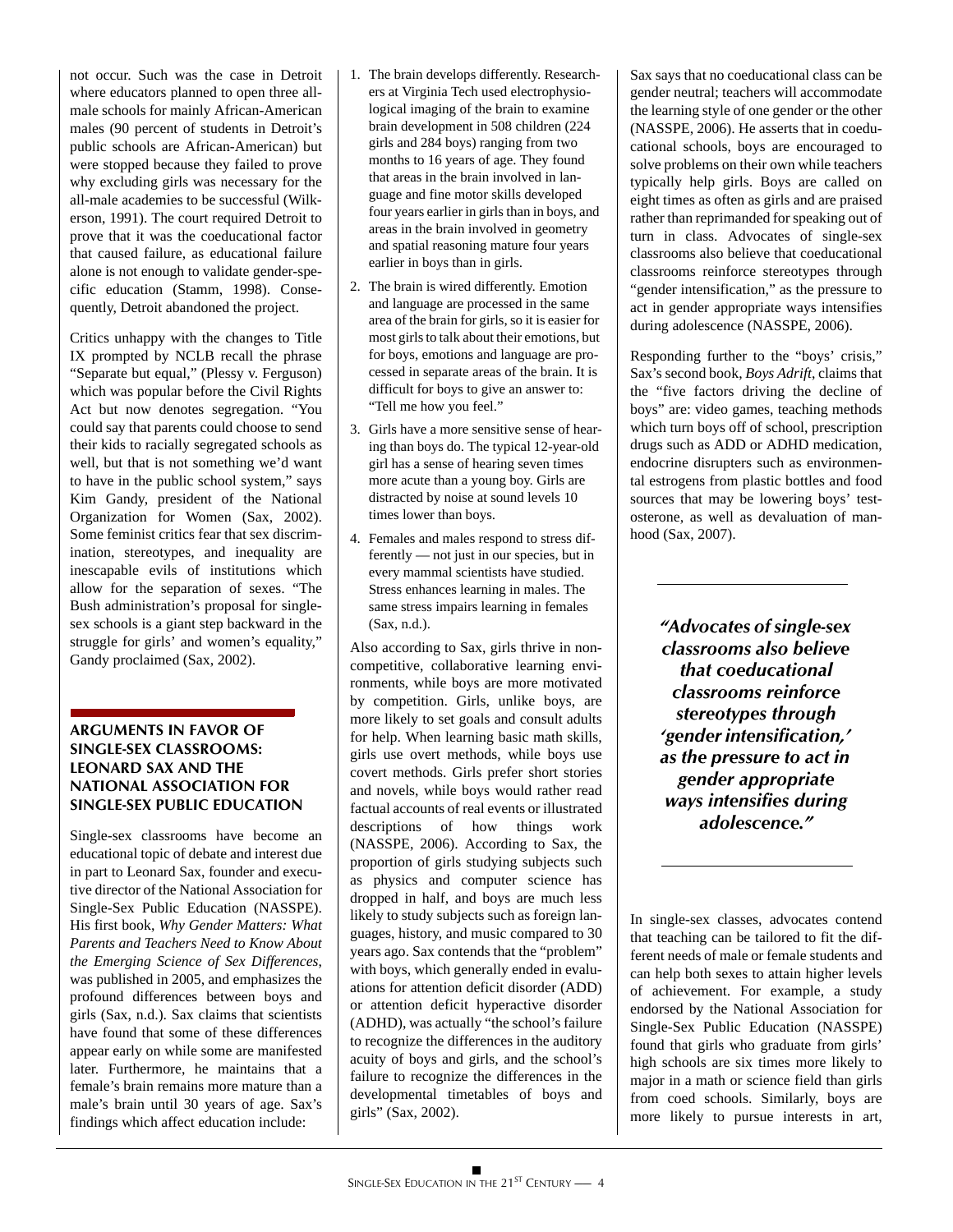not occur. Such was the case in Detroit where educators planned to open three all-male schools for mainly African-American males (90 percent of students in Detroit's public schools are African-American) but were stopped because they failed to prove why excluding girls was necessary for the all-male academies to be successful (Wilkerson, 1991). The court required Detroit to prove that it was the coeducational factor that caused failure, as educational failure alone is not enough to validate gender-specific education (Stamm, 1998). Consequently, Detroit abandoned the project.

Critics unhappy with the changes to Title IX prompted by NCLB recall the phrase "Separate but equal," (Plessy v. Ferguson) which was popular before the Civil Rights Act but now denotes segregation. "You could say that parents could choose to send their kids to racially segregated schools as well, but that is not something we'd want to have in the public school system," says Kim Gandy, president of the National Organization for Women (Sax, 2002). Some feminist critics fear that sex discrimination, stereotypes, and inequality are inescapable evils of institutions which allow for the separation of sexes. "The Bush administration's proposal for single-sex schools is a giant step backward in the struggle for girls' and women's equality," Gandy proclaimed (Sax, 2002).

## ARGUMENTS IN FAVOR OF SINGLE-SEX CLASSROOMS: LEONARD SAX AND THE NATIONAL ASSOCIATION FOR SINGLE-SEX PUBLIC EDUCATION

Single-sex classrooms have become an educational topic of debate and interest due in part to Leonard Sax, founder and executive director of the National Association for Single-Sex Public Education (NASSPE). His first book, *Why Gender Matters: What Parents and Teachers Need to Know About the Emerging Science of Sex Differences*, was published in 2005, and emphasizes the profound differences between boys and girls (Sax, n.d.). Sax claims that scientists have found that some of these differences appear early on while some are manifested later. Furthermore, he maintains that a female's brain remains more mature than a male's brain until 30 years of age. Sax's findings which affect education include:

1. The brain develops differently. Researchers at Virginia Tech used electrophysiological imaging of the brain to examine brain development in 508 children (224 girls and 284 boys) ranging from two months to 16 years of age. They found that areas in the brain involved in language and fine motor skills developed four years earlier in girls than in boys, and areas in the brain involved in geometry and spatial reasoning mature four years earlier in boys than in girls.
2. The brain is wired differently. Emotion and language are processed in the same area of the brain for girls, so it is easier for most girls to talk about their emotions, but for boys, emotions and language are processed in separate areas of the brain. It is difficult for boys to give an answer to: "Tell me how you feel."
3. Girls have a more sensitive sense of hearing than boys do. The typical 12-year-old girl has a sense of hearing seven times more acute than a young boy. Girls are distracted by noise at sound levels 10 times lower than boys.
4. Females and males respond to stress differently — not just in our species, but in every mammal scientists have studied. Stress enhances learning in males. The same stress impairs learning in females (Sax, n.d.).

Also according to Sax, girls thrive in non-competitive, collaborative learning environments, while boys are more motivated by competition. Girls, unlike boys, are more likely to set goals and consult adults for help. When learning basic math skills, girls use overt methods, while boys use covert methods. Girls prefer short stories and novels, while boys would rather read factual accounts of real events or illustrated descriptions of how things work (NASSPE, 2006). According to Sax, the proportion of girls studying subjects such as physics and computer science has dropped in half, and boys are much less likely to study subjects such as foreign languages, history, and music compared to 30 years ago. Sax contends that the "problem" with boys, which generally ended in evaluations for attention deficit disorder (ADD) or attention deficit hyperactive disorder (ADHD), was actually "the school's failure to recognize the differences in the auditory acuity of boys and girls, and the school's failure to recognize the differences in the developmental timetables of boys and girls" (Sax, 2002).

Sax says that no coeducational class can be gender neutral; teachers will accommodate the learning style of one gender or the other (NASSPE, 2006). He asserts that in coeducational schools, boys are encouraged to solve problems on their own while teachers typically help girls. Boys are called on eight times as often as girls and are praised rather than reprimanded for speaking out of turn in class. Advocates of single-sex classrooms also believe that coeducational classrooms reinforce stereotypes through "gender intensification," as the pressure to act in gender appropriate ways intensifies during adolescence (NASSPE, 2006).

Responding further to the "boys' crisis," Sax's second book, *Boys Adrift*, claims that the "five factors driving the decline of boys" are: video games, teaching methods which turn boys off of school, prescription drugs such as ADD or ADHD medication, endocrine disrupters such as environmental estrogens from plastic bottles and food sources that may be lowering boys' testosterone, as well as devaluation of manhood (Sax, 2007).

> ***"Advocates of single-sex classrooms also believe that coeducational classrooms reinforce stereotypes through 'gender intensification,' as the pressure to act in gender appropriate ways intensifies during adolescence."***

In single-sex classes, advocates contend that teaching can be tailored to fit the different needs of male or female students and can help both sexes to attain higher levels of achievement. For example, a study endorsed by the National Association for Single-Sex Public Education (NASSPE) found that girls who graduate from girls' high schools are six times more likely to major in a math or science field than girls from coed schools. Similarly, boys are more likely to pursue interests in art,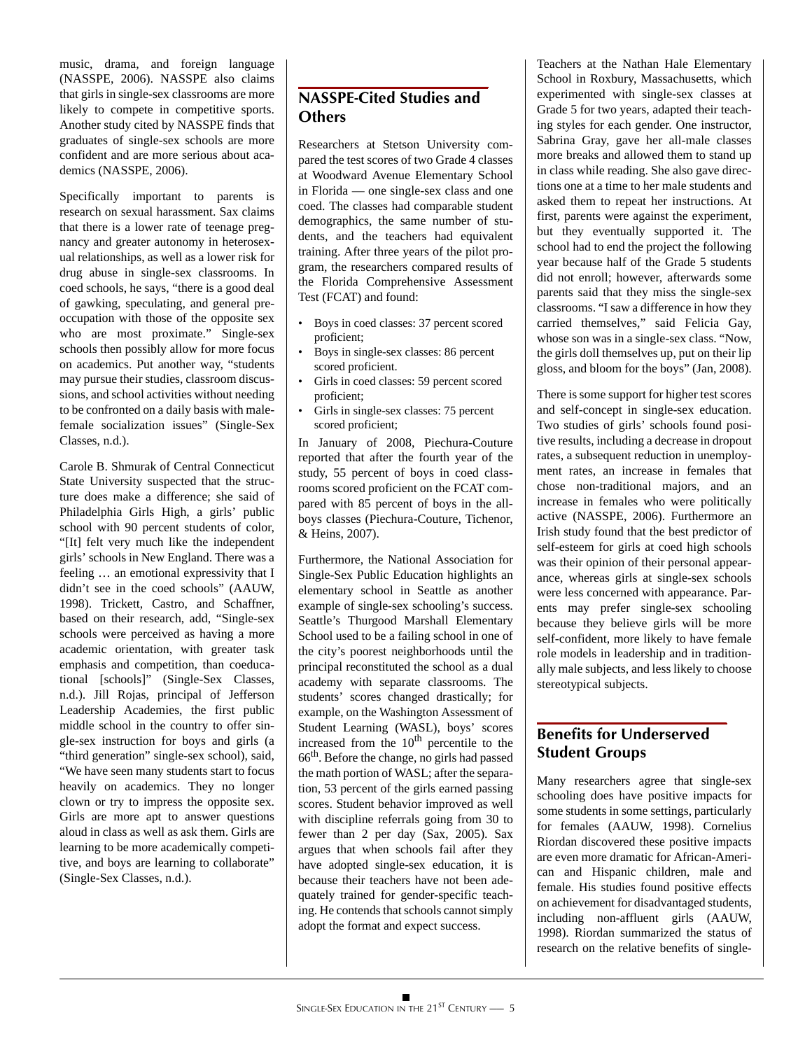music, drama, and foreign language (NASSPE, 2006). NASSPE also claims that girls in single-sex classrooms are more likely to compete in competitive sports. Another study cited by NASSPE finds that graduates of single-sex schools are more confident and are more serious about academics (NASSPE, 2006).

Specifically important to parents is research on sexual harassment. Sax claims that there is a lower rate of teenage pregnancy and greater autonomy in heterosexual relationships, as well as a lower risk for drug abuse in single-sex classrooms. In coed schools, he says, "there is a good deal of gawking, speculating, and general preoccupation with those of the opposite sex who are most proximate." Single-sex schools then possibly allow for more focus on academics. Put another way, "students may pursue their studies, classroom discussions, and school activities without needing to be confronted on a daily basis with male-female socialization issues" (Single-Sex Classes, n.d.).

Carole B. Shmurak of Central Connecticut State University suspected that the structure does make a difference; she said of Philadelphia Girls High, a girls' public school with 90 percent students of color, "[It] felt very much like the independent girls' schools in New England. There was a feeling … an emotional expressivity that I didn't see in the coed schools" (AAUW, 1998). Trickett, Castro, and Schaffner, based on their research, add, "Single-sex schools were perceived as having a more academic orientation, with greater task emphasis and competition, than coeducational [schools]" (Single-Sex Classes, n.d.). Jill Rojas, principal of Jefferson Leadership Academies, the first public middle school in the country to offer single-sex instruction for boys and girls (a "third generation" single-sex school), said, "We have seen many students start to focus heavily on academics. They no longer clown or try to impress the opposite sex. Girls are more apt to answer questions aloud in class as well as ask them. Girls are learning to be more academically competitive, and boys are learning to collaborate" (Single-Sex Classes, n.d.).

## NASSPE-Cited Studies and Others

Researchers at Stetson University compared the test scores of two Grade 4 classes at Woodward Avenue Elementary School in Florida — one single-sex class and one coed. The classes had comparable student demographics, the same number of students, and the teachers had equivalent training. After three years of the pilot program, the researchers compared results of the Florida Comprehensive Assessment Test (FCAT) and found:

- Boys in coed classes: 37 percent scored proficient;
- Boys in single-sex classes: 86 percent scored proficient.
- Girls in coed classes: 59 percent scored proficient;
- Girls in single-sex classes: 75 percent scored proficient;

In January of 2008, Piechura-Couture reported that after the fourth year of the study, 55 percent of boys in coed classrooms scored proficient on the FCAT compared with 85 percent of boys in the all-boys classes (Piechura-Couture, Tichenor, & Heins, 2007).

Furthermore, the National Association for Single-Sex Public Education highlights an elementary school in Seattle as another example of single-sex schooling's success. Seattle's Thurgood Marshall Elementary School used to be a failing school in one of the city's poorest neighborhoods until the principal reconstituted the school as a dual academy with separate classrooms. The students' scores changed drastically; for example, on the Washington Assessment of Student Learning (WASL), boys' scores increased from the 10th percentile to the 66th. Before the change, no girls had passed the math portion of WASL; after the separation, 53 percent of the girls earned passing scores. Student behavior improved as well with discipline referrals going from 30 to fewer than 2 per day (Sax, 2005). Sax argues that when schools fail after they have adopted single-sex education, it is because their teachers have not been adequately trained for gender-specific teaching. He contends that schools cannot simply adopt the format and expect success.

Teachers at the Nathan Hale Elementary School in Roxbury, Massachusetts, which experimented with single-sex classes at Grade 5 for two years, adapted their teaching styles for each gender. One instructor, Sabrina Gray, gave her all-male classes more breaks and allowed them to stand up in class while reading. She also gave directions one at a time to her male students and asked them to repeat her instructions. At first, parents were against the experiment, but they eventually supported it. The school had to end the project the following year because half of the Grade 5 students did not enroll; however, afterwards some parents said that they miss the single-sex classrooms. "I saw a difference in how they carried themselves," said Felicia Gay, whose son was in a single-sex class. "Now, the girls doll themselves up, put on their lip gloss, and bloom for the boys" (Jan, 2008).

There is some support for higher test scores and self-concept in single-sex education. Two studies of girls' schools found positive results, including a decrease in dropout rates, a subsequent reduction in unemployment rates, an increase in females that chose non-traditional majors, and an increase in females who were politically active (NASSPE, 2006). Furthermore an Irish study found that the best predictor of self-esteem for girls at coed high schools was their opinion of their personal appearance, whereas girls at single-sex schools were less concerned with appearance. Parents may prefer single-sex schooling because they believe girls will be more self-confident, more likely to have female role models in leadership and in traditionally male subjects, and less likely to choose stereotypical subjects.

## Benefits for Underserved Student Groups

Many researchers agree that single-sex schooling does have positive impacts for some students in some settings, particularly for females (AAUW, 1998). Cornelius Riordan discovered these positive impacts are even more dramatic for African-American and Hispanic children, male and female. His studies found positive effects on achievement for disadvantaged students, including non-affluent girls (AAUW, 1998). Riordan summarized the status of research on the relative benefits of single-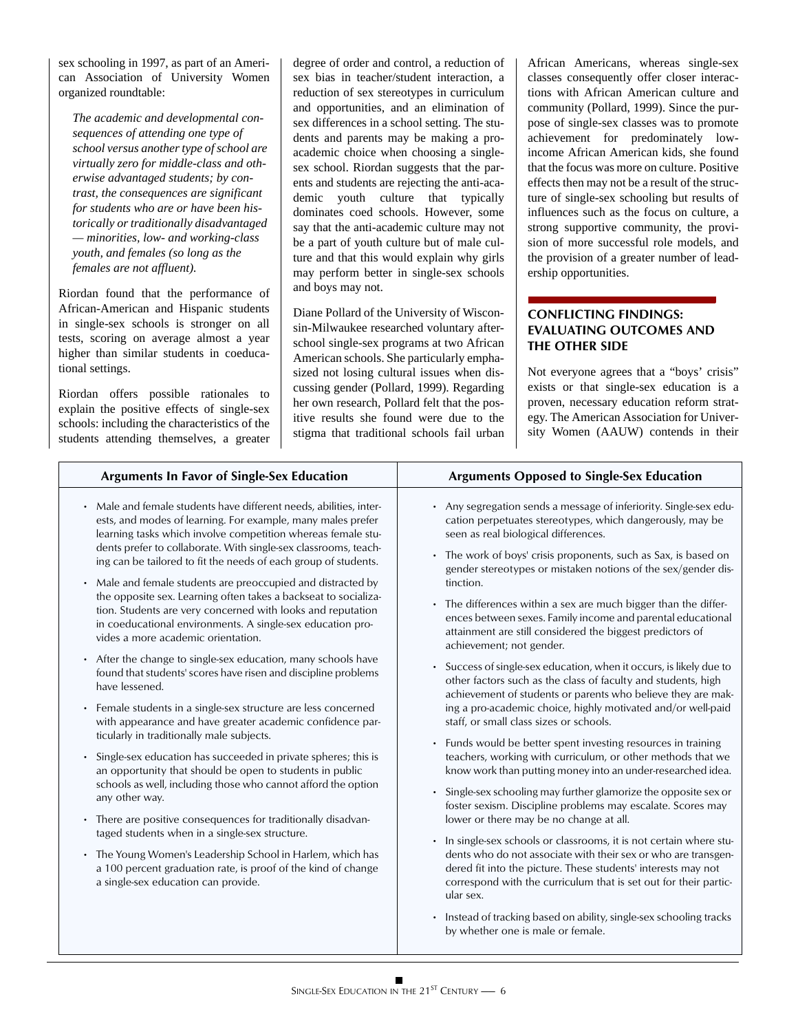sex schooling in 1997, as part of an American Association of University Women organized roundtable:

> *The academic and developmental consequences of attending one type of school versus another type of school are virtually zero for middle-class and otherwise advantaged students; by contrast, the consequences are significant for students who are or have been historically or traditionally disadvantaged — minorities, low- and working-class youth, and females (so long as the females are not affluent).*

Riordan found that the performance of African-American and Hispanic students in single-sex schools is stronger on all tests, scoring on average almost a year higher than similar students in coeducational settings.

Riordan offers possible rationales to explain the positive effects of single-sex schools: including the characteristics of the students attending themselves, a greater degree of order and control, a reduction of sex bias in teacher/student interaction, a reduction of sex stereotypes in curriculum and opportunities, and an elimination of sex differences in a school setting. The students and parents may be making a pro-academic choice when choosing a single-sex school. Riordan suggests that the parents and students are rejecting the anti-academic youth culture that typically dominates coed schools. However, some say that the anti-academic culture may not be a part of youth culture but of male culture and that this would explain why girls may perform better in single-sex schools and boys may not.

Diane Pollard of the University of Wisconsin-Milwaukee researched voluntary after-school single-sex programs at two African American schools. She particularly emphasized not losing cultural issues when discussing gender (Pollard, 1999). Regarding her own research, Pollard felt that the positive results she found were due to the stigma that traditional schools fail urban African Americans, whereas single-sex classes consequently offer closer interactions with African American culture and community (Pollard, 1999). Since the purpose of single-sex classes was to promote achievement for predominately low-income African American kids, she found that the focus was more on culture. Positive effects then may not be a result of the structure of single-sex schooling but results of influences such as the focus on culture, a strong supportive community, the provision of more successful role models, and the provision of a greater number of leadership opportunities.

## CONFLICTING FINDINGS: EVALUATING OUTCOMES AND THE OTHER SIDE

Not everyone agrees that a "boys' crisis" exists or that single-sex education is a proven, necessary education reform strategy. The American Association for University Women (AAUW) contends in their

| Arguments In Favor of Single-Sex Education | Arguments Opposed to Single-Sex Education |
|---|---|
| • Male and female students have different needs, abilities, interests, and modes of learning. For example, many males prefer learning tasks which involve competition whereas female students prefer to collaborate. With single-sex classrooms, teaching can be tailored to fit the needs of each group of students.<br>• Male and female students are preoccupied and distracted by the opposite sex. Learning often takes a backseat to socialization. Students are very concerned with looks and reputation in coeducational environments. A single-sex education provides a more academic orientation.<br>• After the change to single-sex education, many schools have found that students' scores have risen and discipline problems have lessened.<br>• Female students in a single-sex structure are less concerned with appearance and have greater academic confidence particularly in traditionally male subjects.<br>• Single-sex education has succeeded in private spheres; this is an opportunity that should be open to students in public schools as well, including those who cannot afford the option any other way.<br>• There are positive consequences for traditionally disadvantaged students when in a single-sex structure.<br>• The Young Women's Leadership School in Harlem, which has a 100 percent graduation rate, is proof of the kind of change a single-sex education can provide. | • Any segregation sends a message of inferiority. Single-sex education perpetuates stereotypes, which dangerously, may be seen as real biological differences.<br>• The work of boys' crisis proponents, such as Sax, is based on gender stereotypes or mistaken notions of the sex/gender distinction.<br>• The differences within a sex are much bigger than the differences between sexes. Family income and parental educational attainment are still considered the biggest predictors of achievement; not gender.<br>• Success of single-sex education, when it occurs, is likely due to other factors such as the class of faculty and students, high achievement of students or parents who believe they are making a pro-academic choice, highly motivated and/or well-paid staff, or small class sizes or schools.<br>• Funds would be better spent investing resources in training teachers, working with curriculum, or other methods that we know work than putting money into an under-researched idea.<br>• Single-sex schooling may further glamorize the opposite sex or foster sexism. Discipline problems may escalate. Scores may lower or there may be no change at all.<br>• In single-sex schools or classrooms, it is not certain where students who do not associate with their sex or who are transgendered fit into the picture. These students' interests may not correspond with the curriculum that is set out for their particular sex.<br>• Instead of tracking based on ability, single-sex schooling tracks by whether one is male or female. |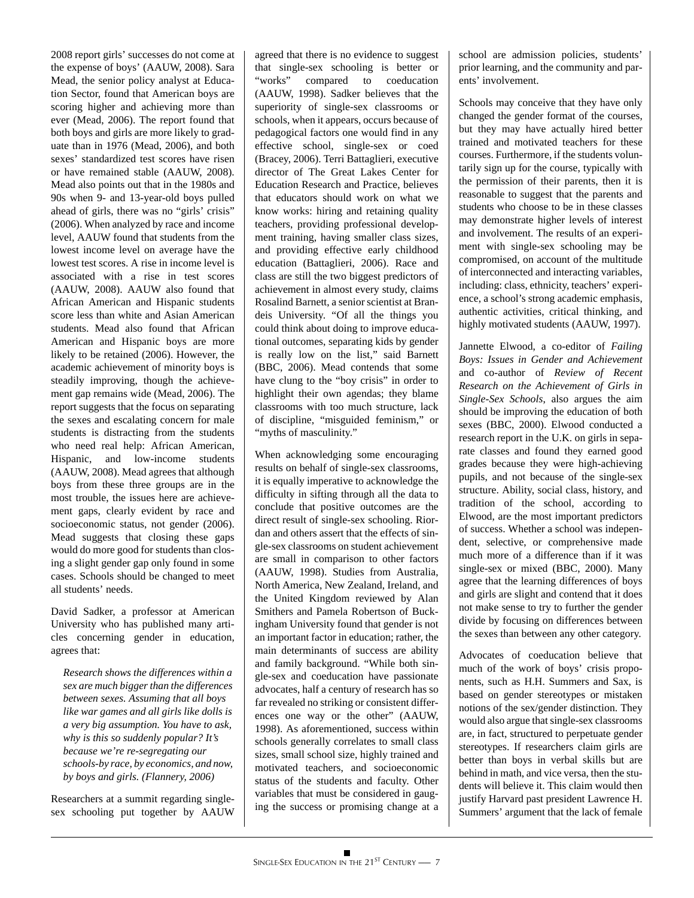2008 report girls' successes do not come at the expense of boys' (AAUW, 2008). Sara Mead, the senior policy analyst at Education Sector, found that American boys are scoring higher and achieving more than ever (Mead, 2006). The report found that both boys and girls are more likely to graduate than in 1976 (Mead, 2006), and both sexes' standardized test scores have risen or have remained stable (AAUW, 2008). Mead also points out that in the 1980s and 90s when 9- and 13-year-old boys pulled ahead of girls, there was no "girls' crisis" (2006). When analyzed by race and income level, AAUW found that students from the lowest income level on average have the lowest test scores. A rise in income level is associated with a rise in test scores (AAUW, 2008). AAUW also found that African American and Hispanic students score less than white and Asian American students. Mead also found that African American and Hispanic boys are more likely to be retained (2006). However, the academic achievement of minority boys is steadily improving, though the achievement gap remains wide (Mead, 2006). The report suggests that the focus on separating the sexes and escalating concern for male students is distracting from the students who need real help: African American, Hispanic, and low-income students (AAUW, 2008). Mead agrees that although boys from these three groups are in the most trouble, the issues here are achievement gaps, clearly evident by race and socioeconomic status, not gender (2006). Mead suggests that closing these gaps would do more good for students than closing a slight gender gap only found in some cases. Schools should be changed to meet all students' needs.

David Sadker, a professor at American University who has published many articles concerning gender in education, agrees that:

> *Research shows the differences within a sex are much bigger than the differences between sexes. Assuming that all boys like war games and all girls like dolls is a very big assumption. You have to ask, why is this so suddenly popular? It's because we're re-segregating our schools-by race, by economics, and now, by boys and girls. (Flannery, 2006)*

Researchers at a summit regarding single-sex schooling put together by AAUW agreed that there is no evidence to suggest that single-sex schooling is better or "works" compared to coeducation (AAUW, 1998). Sadker believes that the superiority of single-sex classrooms or schools, when it appears, occurs because of pedagogical factors one would find in any effective school, single-sex or coed (Bracey, 2006). Terri Battaglieri, executive director of The Great Lakes Center for Education Research and Practice, believes that educators should work on what we know works: hiring and retaining quality teachers, providing professional development training, having smaller class sizes, and providing effective early childhood education (Battaglieri, 2006). Race and class are still the two biggest predictors of achievement in almost every study, claims Rosalind Barnett, a senior scientist at Brandeis University. "Of all the things you could think about doing to improve educational outcomes, separating kids by gender is really low on the list," said Barnett (BBC, 2006). Mead contends that some have clung to the "boy crisis" in order to highlight their own agendas; they blame classrooms with too much structure, lack of discipline, "misguided feminism," or "myths of masculinity."

When acknowledging some encouraging results on behalf of single-sex classrooms, it is equally imperative to acknowledge the difficulty in sifting through all the data to conclude that positive outcomes are the direct result of single-sex schooling. Riordan and others assert that the effects of single-sex classrooms on student achievement are small in comparison to other factors (AAUW, 1998). Studies from Australia, North America, New Zealand, Ireland, and the United Kingdom reviewed by Alan Smithers and Pamela Robertson of Buckingham University found that gender is not an important factor in education; rather, the main determinants of success are ability and family background. "While both single-sex and coeducation have passionate advocates, half a century of research has so far revealed no striking or consistent differences one way or the other" (AAUW, 1998). As aforementioned, success within schools generally correlates to small class sizes, small school size, highly trained and motivated teachers, and socioeconomic status of the students and faculty. Other variables that must be considered in gauging the success or promising change at a school are admission policies, students' prior learning, and the community and parents' involvement.

Schools may conceive that they have only changed the gender format of the courses, but they may have actually hired better trained and motivated teachers for these courses. Furthermore, if the students voluntarily sign up for the course, typically with the permission of their parents, then it is reasonable to suggest that the parents and students who choose to be in these classes may demonstrate higher levels of interest and involvement. The results of an experiment with single-sex schooling may be compromised, on account of the multitude of interconnected and interacting variables, including: class, ethnicity, teachers' experience, a school's strong academic emphasis, authentic activities, critical thinking, and highly motivated students (AAUW, 1997).

Jannette Elwood, a co-editor of *Failing Boys: Issues in Gender and Achievement* and co-author of *Review of Recent Research on the Achievement of Girls in Single-Sex Schools*, also argues the aim should be improving the education of both sexes (BBC, 2000). Elwood conducted a research report in the U.K. on girls in separate classes and found they earned good grades because they were high-achieving pupils, and not because of the single-sex structure. Ability, social class, history, and tradition of the school, according to Elwood, are the most important predictors of success. Whether a school was independent, selective, or comprehensive made much more of a difference than if it was single-sex or mixed (BBC, 2000). Many agree that the learning differences of boys and girls are slight and contend that it does not make sense to try to further the gender divide by focusing on differences between the sexes than between any other category.

Advocates of coeducation believe that much of the work of boys' crisis proponents, such as H.H. Summers and Sax, is based on gender stereotypes or mistaken notions of the sex/gender distinction. They would also argue that single-sex classrooms are, in fact, structured to perpetuate gender stereotypes. If researchers claim girls are better than boys in verbal skills but are behind in math, and vice versa, then the students will believe it. This claim would then justify Harvard past president Lawrence H. Summers' argument that the lack of female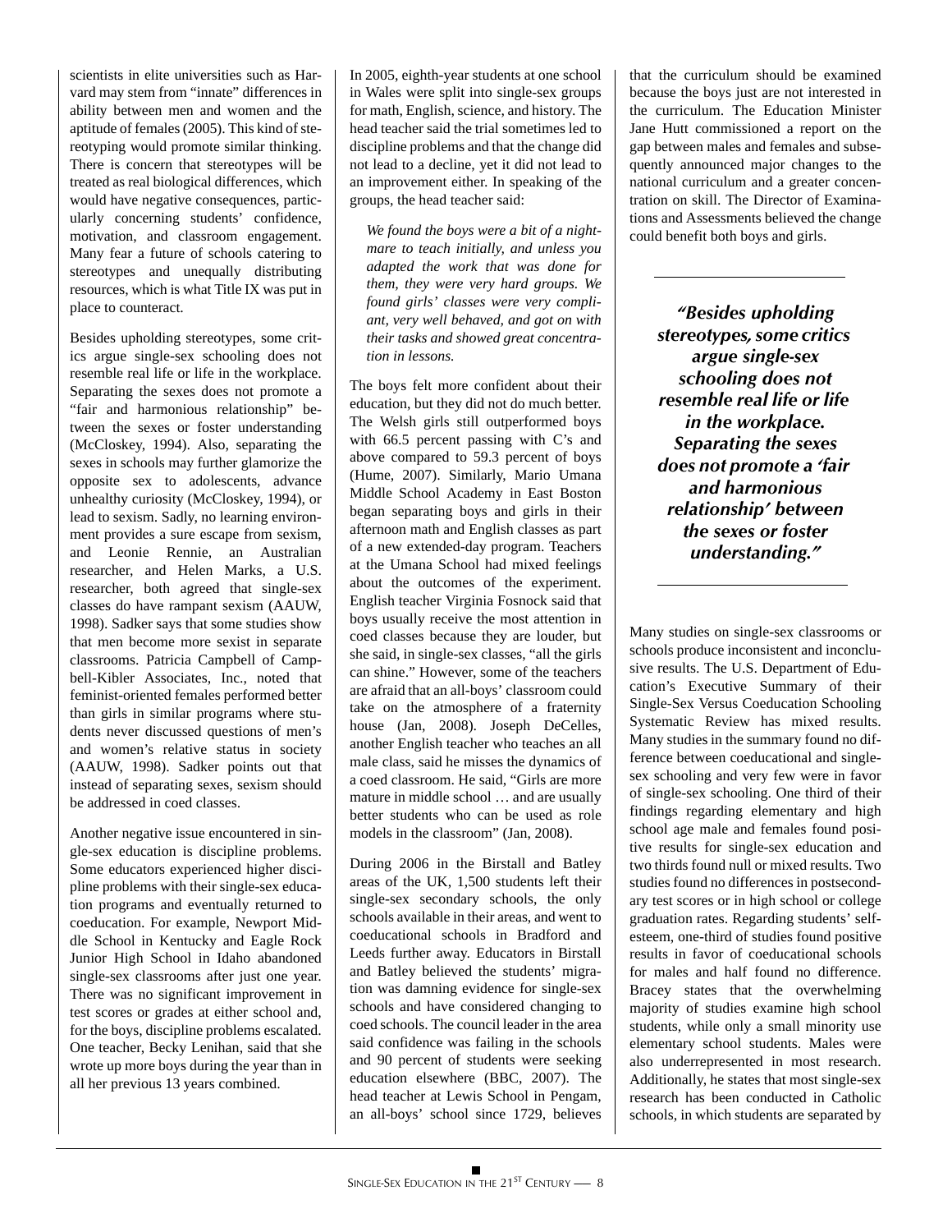scientists in elite universities such as Harvard may stem from "innate" differences in ability between men and women and the aptitude of females (2005). This kind of stereotyping would promote similar thinking. There is concern that stereotypes will be treated as real biological differences, which would have negative consequences, particularly concerning students' confidence, motivation, and classroom engagement. Many fear a future of schools catering to stereotypes and unequally distributing resources, which is what Title IX was put in place to counteract.

Besides upholding stereotypes, some critics argue single-sex schooling does not resemble real life or life in the workplace. Separating the sexes does not promote a "fair and harmonious relationship" between the sexes or foster understanding (McCloskey, 1994). Also, separating the sexes in schools may further glamorize the opposite sex to adolescents, advance unhealthy curiosity (McCloskey, 1994), or lead to sexism. Sadly, no learning environment provides a sure escape from sexism, and Leonie Rennie, an Australian researcher, and Helen Marks, a U.S. researcher, both agreed that single-sex classes do have rampant sexism (AAUW, 1998). Sadker says that some studies show that men become more sexist in separate classrooms. Patricia Campbell of Campbell-Kibler Associates, Inc., noted that feminist-oriented females performed better than girls in similar programs where students never discussed questions of men's and women's relative status in society (AAUW, 1998). Sadker points out that instead of separating sexes, sexism should be addressed in coed classes.

Another negative issue encountered in single-sex education is discipline problems. Some educators experienced higher discipline problems with their single-sex education programs and eventually returned to coeducation. For example, Newport Middle School in Kentucky and Eagle Rock Junior High School in Idaho abandoned single-sex classrooms after just one year. There was no significant improvement in test scores or grades at either school and, for the boys, discipline problems escalated. One teacher, Becky Lenihan, said that she wrote up more boys during the year than in all her previous 13 years combined.

In 2005, eighth-year students at one school in Wales were split into single-sex groups for math, English, science, and history. The head teacher said the trial sometimes led to discipline problems and that the change did not lead to a decline, yet it did not lead to an improvement either. In speaking of the groups, the head teacher said:

> *We found the boys were a bit of a nightmare to teach initially, and unless you adapted the work that was done for them, they were very hard groups. We found girls' classes were very compliant, very well behaved, and got on with their tasks and showed great concentration in lessons.*

The boys felt more confident about their education, but they did not do much better. The Welsh girls still outperformed boys with 66.5 percent passing with C's and above compared to 59.3 percent of boys (Hume, 2007). Similarly, Mario Umana Middle School Academy in East Boston began separating boys and girls in their afternoon math and English classes as part of a new extended-day program. Teachers at the Umana School had mixed feelings about the outcomes of the experiment. English teacher Virginia Fosnock said that boys usually receive the most attention in coed classes because they are louder, but she said, in single-sex classes, "all the girls can shine." However, some of the teachers are afraid that an all-boys' classroom could take on the atmosphere of a fraternity house (Jan, 2008). Joseph DeCelles, another English teacher who teaches an all male class, said he misses the dynamics of a coed classroom. He said, "Girls are more mature in middle school … and are usually better students who can be used as role models in the classroom" (Jan, 2008).

During 2006 in the Birstall and Batley areas of the UK, 1,500 students left their single-sex secondary schools, the only schools available in their areas, and went to coeducational schools in Bradford and Leeds further away. Educators in Birstall and Batley believed the students' migration was damning evidence for single-sex schools and have considered changing to coed schools. The council leader in the area said confidence was failing in the schools and 90 percent of students were seeking education elsewhere (BBC, 2007). The head teacher at Lewis School in Pengam, an all-boys' school since 1729, believes that the curriculum should be examined because the boys just are not interested in the curriculum. The Education Minister Jane Hutt commissioned a report on the gap between males and females and subsequently announced major changes to the national curriculum and a greater concentration on skill. The Director of Examinations and Assessments believed the change could benefit both boys and girls.

> ***"Besides upholding stereotypes, some critics argue single-sex schooling does not resemble real life or life in the workplace. Separating the sexes does not promote a 'fair and harmonious relationship' between the sexes or foster understanding."***

Many studies on single-sex classrooms or schools produce inconsistent and inconclusive results. The U.S. Department of Education's Executive Summary of their Single-Sex Versus Coeducation Schooling Systematic Review has mixed results. Many studies in the summary found no difference between coeducational and single-sex schooling and very few were in favor of single-sex schooling. One third of their findings regarding elementary and high school age male and females found positive results for single-sex education and two thirds found null or mixed results. Two studies found no differences in postsecondary test scores or in high school or college graduation rates. Regarding students' self-esteem, one-third of studies found positive results in favor of coeducational schools for males and half found no difference. Bracey states that the overwhelming majority of studies examine high school students, while only a small minority use elementary school students. Males were also underrepresented in most research. Additionally, he states that most single-sex research has been conducted in Catholic schools, in which students are separated by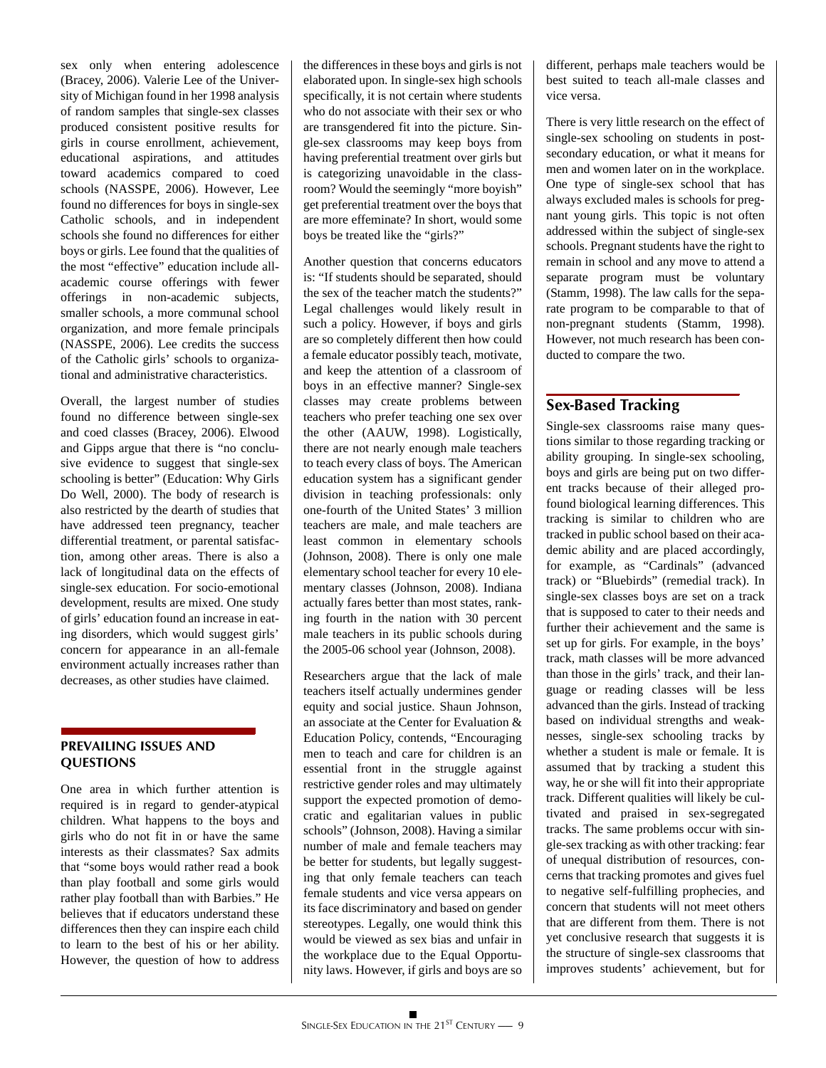sex only when entering adolescence (Bracey, 2006). Valerie Lee of the University of Michigan found in her 1998 analysis of random samples that single-sex classes produced consistent positive results for girls in course enrollment, achievement, educational aspirations, and attitudes toward academics compared to coed schools (NASSPE, 2006). However, Lee found no differences for boys in single-sex Catholic schools, and in independent schools she found no differences for either boys or girls. Lee found that the qualities of the most "effective" education include all-academic course offerings with fewer offerings in non-academic subjects, smaller schools, a more communal school organization, and more female principals (NASSPE, 2006). Lee credits the success of the Catholic girls' schools to organizational and administrative characteristics.

Overall, the largest number of studies found no difference between single-sex and coed classes (Bracey, 2006). Elwood and Gipps argue that there is "no conclusive evidence to suggest that single-sex schooling is better" (Education: Why Girls Do Well, 2000). The body of research is also restricted by the dearth of studies that have addressed teen pregnancy, teacher differential treatment, or parental satisfaction, among other areas. There is also a lack of longitudinal data on the effects of single-sex education. For socio-emotional development, results are mixed. One study of girls' education found an increase in eating disorders, which would suggest girls' concern for appearance in an all-female environment actually increases rather than decreases, as other studies have claimed.

## PREVAILING ISSUES AND QUESTIONS

One area in which further attention is required is in regard to gender-atypical children. What happens to the boys and girls who do not fit in or have the same interests as their classmates? Sax admits that "some boys would rather read a book than play football and some girls would rather play football than with Barbies." He believes that if educators understand these differences then they can inspire each child to learn to the best of his or her ability. However, the question of how to address the differences in these boys and girls is not elaborated upon. In single-sex high schools specifically, it is not certain where students who do not associate with their sex or who are transgendered fit into the picture. Single-sex classrooms may keep boys from having preferential treatment over girls but is categorizing unavoidable in the classroom? Would the seemingly "more boyish" get preferential treatment over the boys that are more effeminate? In short, would some boys be treated like the "girls?"

Another question that concerns educators is: "If students should be separated, should the sex of the teacher match the students?" Legal challenges would likely result in such a policy. However, if boys and girls are so completely different then how could a female educator possibly teach, motivate, and keep the attention of a classroom of boys in an effective manner? Single-sex classes may create problems between teachers who prefer teaching one sex over the other (AAUW, 1998). Logistically, there are not nearly enough male teachers to teach every class of boys. The American education system has a significant gender division in teaching professionals: only one-fourth of the United States' 3 million teachers are male, and male teachers are least common in elementary schools (Johnson, 2008). There is only one male elementary school teacher for every 10 elementary classes (Johnson, 2008). Indiana actually fares better than most states, ranking fourth in the nation with 30 percent male teachers in its public schools during the 2005-06 school year (Johnson, 2008).

Researchers argue that the lack of male teachers itself actually undermines gender equity and social justice. Shaun Johnson, an associate at the Center for Evaluation & Education Policy, contends, "Encouraging men to teach and care for children is an essential front in the struggle against restrictive gender roles and may ultimately support the expected promotion of democratic and egalitarian values in public schools" (Johnson, 2008). Having a similar number of male and female teachers may be better for students, but legally suggesting that only female teachers can teach female students and vice versa appears on its face discriminatory and based on gender stereotypes. Legally, one would think this would be viewed as sex bias and unfair in the workplace due to the Equal Opportunity laws. However, if girls and boys are so different, perhaps male teachers would be best suited to teach all-male classes and vice versa.

There is very little research on the effect of single-sex schooling on students in post-secondary education, or what it means for men and women later on in the workplace. One type of single-sex school that has always excluded males is schools for pregnant young girls. This topic is not often addressed within the subject of single-sex schools. Pregnant students have the right to remain in school and any move to attend a separate program must be voluntary (Stamm, 1998). The law calls for the separate program to be comparable to that of non-pregnant students (Stamm, 1998). However, not much research has been conducted to compare the two.

## Sex-Based Tracking

Single-sex classrooms raise many questions similar to those regarding tracking or ability grouping. In single-sex schooling, boys and girls are being put on two different tracks because of their alleged profound biological learning differences. This tracking is similar to children who are tracked in public school based on their academic ability and are placed accordingly, for example, as "Cardinals" (advanced track) or "Bluebirds" (remedial track). In single-sex classes boys are set on a track that is supposed to cater to their needs and further their achievement and the same is set up for girls. For example, in the boys' track, math classes will be more advanced than those in the girls' track, and their language or reading classes will be less advanced than the girls. Instead of tracking based on individual strengths and weaknesses, single-sex schooling tracks by whether a student is male or female. It is assumed that by tracking a student this way, he or she will fit into their appropriate track. Different qualities will likely be cultivated and praised in sex-segregated tracks. The same problems occur with single-sex tracking as with other tracking: fear of unequal distribution of resources, concerns that tracking promotes and gives fuel to negative self-fulfilling prophecies, and concern that students will not meet others that are different from them. There is not yet conclusive research that suggests it is the structure of single-sex classrooms that improves students' achievement, but for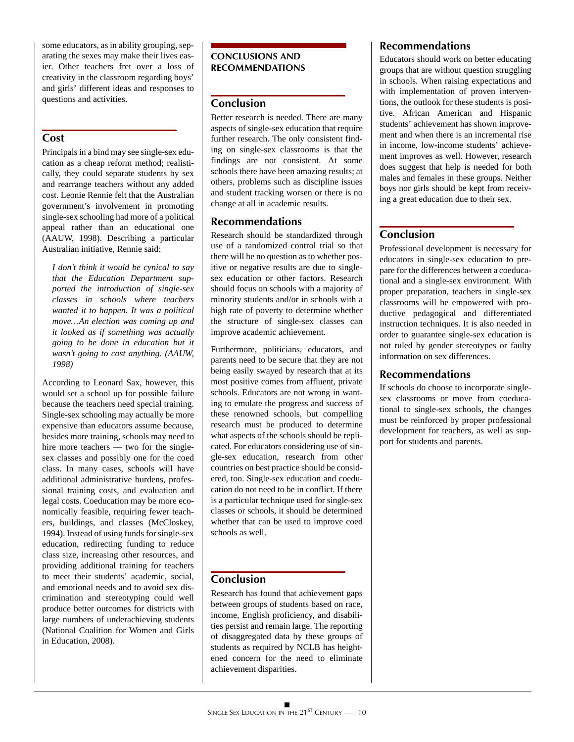some educators, as in ability grouping, separating the sexes may make their lives easier. Other teachers fret over a loss of creativity in the classroom regarding boys' and girls' different ideas and responses to questions and activities.

## Cost

Principals in a bind may see single-sex education as a cheap reform method; realistically, they could separate students by sex and rearrange teachers without any added cost. Leonie Rennie felt that the Australian government's involvement in promoting single-sex schooling had more of a political appeal rather than an educational one (AAUW, 1998). Describing a particular Australian initiative, Rennie said:

> *I don't think it would be cynical to say that the Education Department supported the introduction of single-sex classes in schools where teachers wanted it to happen. It was a political move…An election was coming up and it looked as if something was actually going to be done in education but it wasn't going to cost anything. (AAUW, 1998)*

According to Leonard Sax, however, this would set a school up for possible failure because the teachers need special training. Single-sex schooling may actually be more expensive than educators assume because, besides more training, schools may need to hire more teachers — two for the single-sex classes and possibly one for the coed class. In many cases, schools will have additional administrative burdens, professional training costs, and evaluation and legal costs. Coeducation may be more economically feasible, requiring fewer teachers, buildings, and classes (McCloskey, 1994). Instead of using funds for single-sex education, redirecting funding to reduce class size, increasing other resources, and providing additional training for teachers to meet their students' academic, social, and emotional needs and to avoid sex discrimination and stereotyping could well produce better outcomes for districts with large numbers of underachieving students (National Coalition for Women and Girls in Education, 2008).

# CONCLUSIONS AND RECOMMENDATIONS

## Conclusion

Better research is needed. There are many aspects of single-sex education that require further research. The only consistent finding on single-sex classrooms is that the findings are not consistent. At some schools there have been amazing results; at others, problems such as discipline issues and student tracking worsen or there is no change at all in academic results.

## Recommendations

Research should be standardized through use of a randomized control trial so that there will be no question as to whether positive or negative results are due to single-sex education or other factors. Research should focus on schools with a majority of minority students and/or in schools with a high rate of poverty to determine whether the structure of single-sex classes can improve academic achievement.

Furthermore, politicians, educators, and parents need to be secure that they are not being easily swayed by research that at its most positive comes from affluent, private schools. Educators are not wrong in wanting to emulate the progress and success of these renowned schools, but compelling research must be produced to determine what aspects of the schools should be replicated. For educators considering use of single-sex education, research from other countries on best practice should be considered, too. Single-sex education and coeducation do not need to be in conflict. If there is a particular technique used for single-sex classes or schools, it should be determined whether that can be used to improve coed schools as well.

## Conclusion

Research has found that achievement gaps between groups of students based on race, income, English proficiency, and disabilities persist and remain large. The reporting of disaggregated data by these groups of students as required by NCLB has heightened concern for the need to eliminate achievement disparities.

## Recommendations

Educators should work on better educating groups that are without question struggling in schools. When raising expectations and with implementation of proven interventions, the outlook for these students is positive. African American and Hispanic students' achievement has shown improvement and when there is an incremental rise in income, low-income students' achievement improves as well. However, research does suggest that help is needed for both males and females in these groups. Neither boys nor girls should be kept from receiving a great education due to their sex.

## Conclusion

Professional development is necessary for educators in single-sex education to prepare for the differences between a coeducational and a single-sex environment. With proper preparation, teachers in single-sex classrooms will be empowered with productive pedagogical and differentiated instruction techniques. It is also needed in order to guarantee single-sex education is not ruled by gender stereotypes or faulty information on sex differences.

## Recommendations

If schools do choose to incorporate single-sex classrooms or move from coeducational to single-sex schools, the changes must be reinforced by proper professional development for teachers, as well as support for students and parents.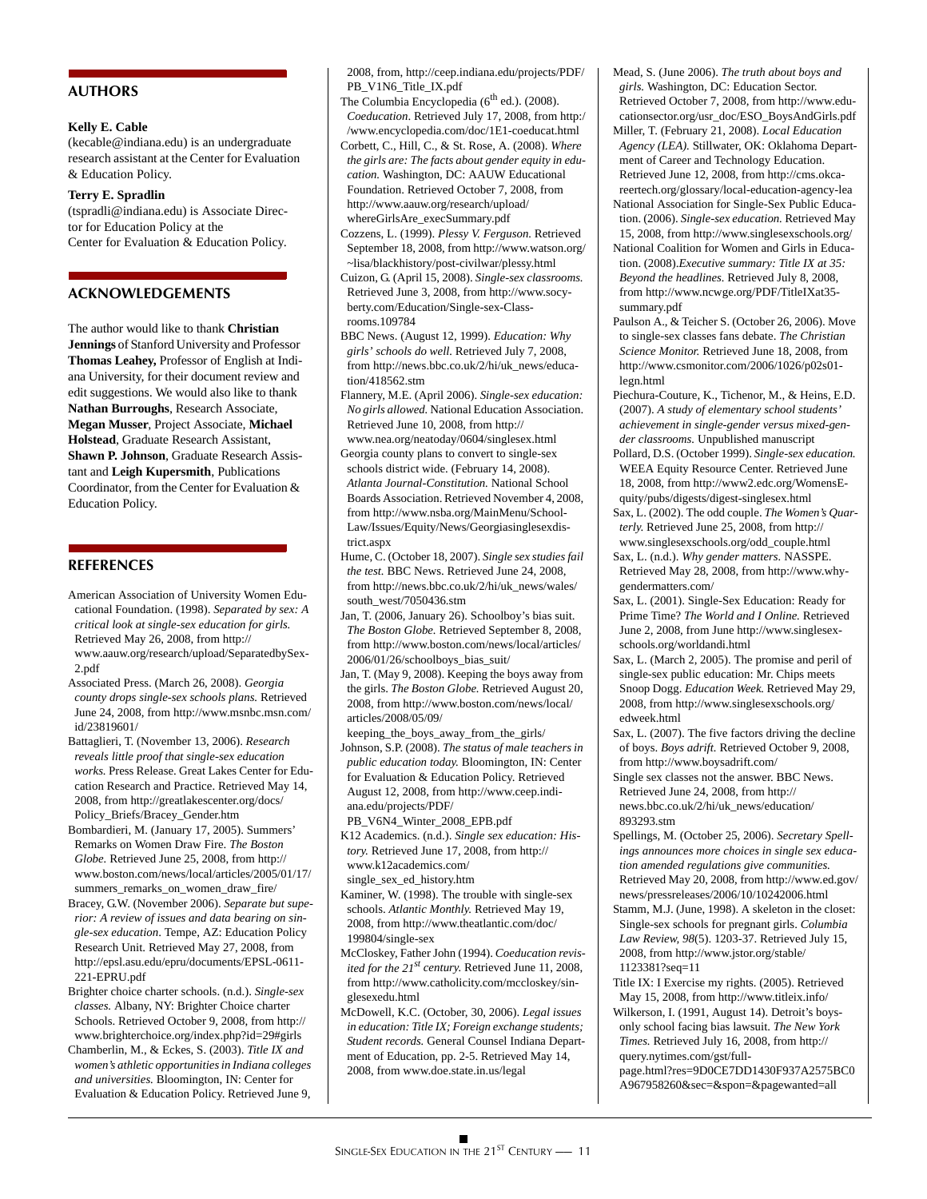## AUTHORS

**Kelly E. Cable**
(kecable@indiana.edu) is an undergraduate research assistant at the Center for Evaluation & Education Policy.

**Terry E. Spradlin**
(tspradli@indiana.edu) is Associate Director for Education Policy at the Center for Evaluation & Education Policy.

## ACKNOWLEDGEMENTS

The author would like to thank **Christian Jennings** of Stanford University and Professor **Thomas Leahey,** Professor of English at Indiana University, for their document review and edit suggestions. We would also like to thank **Nathan Burroughs**, Research Associate, **Megan Musser**, Project Associate, **Michael Holstead**, Graduate Research Assistant, **Shawn P. Johnson**, Graduate Research Assistant and **Leigh Kupersmith**, Publications Coordinator, from the Center for Evaluation & Education Policy.

## REFERENCES

American Association of University Women Educational Foundation. (1998). *Separated by sex: A critical look at single-sex education for girls.* Retrieved May 26, 2008, from http://www.aauw.org/research/upload/SeparatedbySex-2.pdf

Associated Press. (March 26, 2008). *Georgia county drops single-sex schools plans.* Retrieved June 24, 2008, from http://www.msnbc.msn.com/id/23819601/

Battaglieri, T. (November 13, 2006). *Research reveals little proof that single-sex education works.* Press Release. Great Lakes Center for Education Research and Practice. Retrieved May 14, 2008, from http://greatlakescenter.org/docs/Policy_Briefs/Bracey_Gender.htm

Bombardieri, M. (January 17, 2005). Summers' Remarks on Women Draw Fire. *The Boston Globe.* Retrieved June 25, 2008, from http://www.boston.com/news/local/articles/2005/01/17/summers_remarks_on_women_draw_fire/

Bracey, G.W. (November 2006). *Separate but superior: A review of issues and data bearing on single-sex education.* Tempe, AZ: Education Policy Research Unit. Retrieved May 27, 2008, from http://epsl.asu.edu/epru/documents/EPSL-0611-221-EPRU.pdf

Brighter choice charter schools. (n.d.). *Single-sex classes.* Albany, NY: Brighter Choice charter Schools. Retrieved October 9, 2008, from http://www.brighterchoice.org/index.php?id=29#girls

Chamberlin, M., & Eckes, S. (2003). *Title IX and women's athletic opportunities in Indiana colleges and universities.* Bloomington, IN: Center for Evaluation & Education Policy. Retrieved June 9, 2008, from, http://ceep.indiana.edu/projects/PDF/PB_V1N6_Title_IX.pdf

The Columbia Encyclopedia (6th ed.). (2008). *Coeducation.* Retrieved July 17, 2008, from http://www.encyclopedia.com/doc/1E1-coeducat.html

Corbett, C., Hill, C., & St. Rose, A. (2008). *Where the girls are: The facts about gender equity in education.* Washington, DC: AAUW Educational Foundation. Retrieved October 7, 2008, from http://www.aauw.org/research/upload/whereGirlsAre_execSummary.pdf

Cozzens, L. (1999). *Plessy V. Ferguson.* Retrieved September 18, 2008, from http://www.watson.org/~lisa/blackhistory/post-civilwar/plessy.html

Cuizon, G. (April 15, 2008). *Single-sex classrooms.* Retrieved June 3, 2008, from http://www.socyberty.com/Education/Single-sex-Classrooms.109784

BBC News. (August 12, 1999). *Education: Why girls' schools do well.* Retrieved July 7, 2008, from http://news.bbc.co.uk/2/hi/uk_news/education/418562.stm

Flannery, M.E. (April 2006). *Single-sex education: No girls allowed.* National Education Association. Retrieved June 10, 2008, from http://www.nea.org/neatoday/0604/singlesex.html

Georgia county plans to convert to single-sex schools district wide. (February 14, 2008). *Atlanta Journal-Constitution.* National School Boards Association. Retrieved November 4, 2008, from http://www.nsba.org/MainMenu/SchoolLaw/Issues/Equity/News/Georgiasinglesexdistrict.aspx

Hume, C. (October 18, 2007). *Single sex studies fail the test.* BBC News. Retrieved June 24, 2008, from http://news.bbc.co.uk/2/hi/uk_news/wales/south_west/7050436.stm

Jan, T. (2006, January 26). Schoolboy's bias suit. *The Boston Globe.* Retrieved September 8, 2008, from http://www.boston.com/news/local/articles/2006/01/26/schoolboys_bias_suit/

Jan, T. (May 9, 2008). Keeping the boys away from the girls. *The Boston Globe.* Retrieved August 20, 2008, from http://www.boston.com/news/local/articles/2008/05/09/keeping_the_boys_away_from_the_girls/

Johnson, S.P. (2008). *The status of male teachers in public education today.* Bloomington, IN: Center for Evaluation & Education Policy. Retrieved August 12, 2008, from http://www.ceep.indiana.edu/projects/PDF/PB_V6N4_Winter_2008_EPB.pdf

K12 Academics. (n.d.). *Single sex education: History.* Retrieved June 17, 2008, from http://www.k12academics.com/single_sex_ed_history.htm

Kaminer, W. (1998). The trouble with single-sex schools. *Atlantic Monthly.* Retrieved May 19, 2008, from http://www.theatlantic.com/doc/199804/single-sex

McCloskey, Father John (1994). *Coeducation revisited for the 21st century.* Retrieved June 11, 2008, from http://www.catholicity.com/mccloskey/singlesexedu.html

McDowell, K.C. (October, 30, 2006). *Legal issues in education: Title IX; Foreign exchange students; Student records.* General Counsel Indiana Department of Education, pp. 2-5. Retrieved May 14, 2008, from www.doe.state.in.us/legal

Mead, S. (June 2006). *The truth about boys and girls.* Washington, DC: Education Sector. Retrieved October 7, 2008, from http://www.educationsector.org/usr_doc/ESO_BoysAndGirls.pdf

Miller, T. (February 21, 2008). *Local Education Agency (LEA).* Stillwater, OK: Oklahoma Department of Career and Technology Education. Retrieved June 12, 2008, from http://cms.okcareertech.org/glossary/local-education-agency-lea

National Association for Single-Sex Public Education. (2006). *Single-sex education.* Retrieved May 15, 2008, from http://www.singlesexschools.org/

National Coalition for Women and Girls in Education. (2008).*Executive summary: Title IX at 35: Beyond the headlines.* Retrieved July 8, 2008, from http://www.ncwge.org/PDF/TitleIXat35-summary.pdf

Paulson A., & Teicher S. (October 26, 2006). Move to single-sex classes fans debate. *The Christian Science Monitor.* Retrieved June 18, 2008, from http://www.csmonitor.com/2006/1026/p02s01-legn.html

Piechura-Couture, K., Tichenor, M., & Heins, E.D. (2007). *A study of elementary school students' achievement in single-gender versus mixed-gender classrooms.* Unpublished manuscript

Pollard, D.S. (October 1999). *Single-sex education.* WEEA Equity Resource Center. Retrieved June 18, 2008, from http://www2.edc.org/WomensEquity/pubs/digests/digest-singlesex.html

Sax, L. (2002). The odd couple. *The Women's Quarterly.* Retrieved June 25, 2008, from http://www.singlesexschools.org/odd_couple.html

Sax, L. (n.d.). *Why gender matters.* NASSPE. Retrieved May 28, 2008, from http://www.whygendermatters.com/

Sax, L. (2001). Single-Sex Education: Ready for Prime Time? *The World and I Online.* Retrieved June 2, 2008, from June http://www.singlesexschools.org/worldandi.html

Sax, L. (March 2, 2005). The promise and peril of single-sex public education: Mr. Chips meets Snoop Dogg. *Education Week.* Retrieved May 29, 2008, from http://www.singlesexschools.org/edweek.html

Sax, L. (2007). The five factors driving the decline of boys. *Boys adrift.* Retrieved October 9, 2008, from http://www.boysadrift.com/

Single sex classes not the answer. BBC News. Retrieved June 24, 2008, from http://news.bbc.co.uk/2/hi/uk_news/education/893293.stm

Spellings, M. (October 25, 2006). *Secretary Spellings announces more choices in single sex education amended regulations give communities.* Retrieved May 20, 2008, from http://www.ed.gov/news/pressreleases/2006/10/10242006.html

Stamm, M.J. (June, 1998). A skeleton in the closet: Single-sex schools for pregnant girls. *Columbia Law Review, 98*(5). 1203-37. Retrieved July 15, 2008, from http://www.jstor.org/stable/1123381?seq=11

Title IX: I Exercise my rights. (2005). Retrieved May 15, 2008, from http://www.titleix.info/

Wilkerson, I. (1991, August 14). Detroit's boys-only school facing bias lawsuit. *The New York Times.* Retrieved July 16, 2008, from http://query.nytimes.com/gst/fullpage.html?res=9D0CE7DD1430F937A2575BC0A967958260&sec=&spon=&pagewanted=all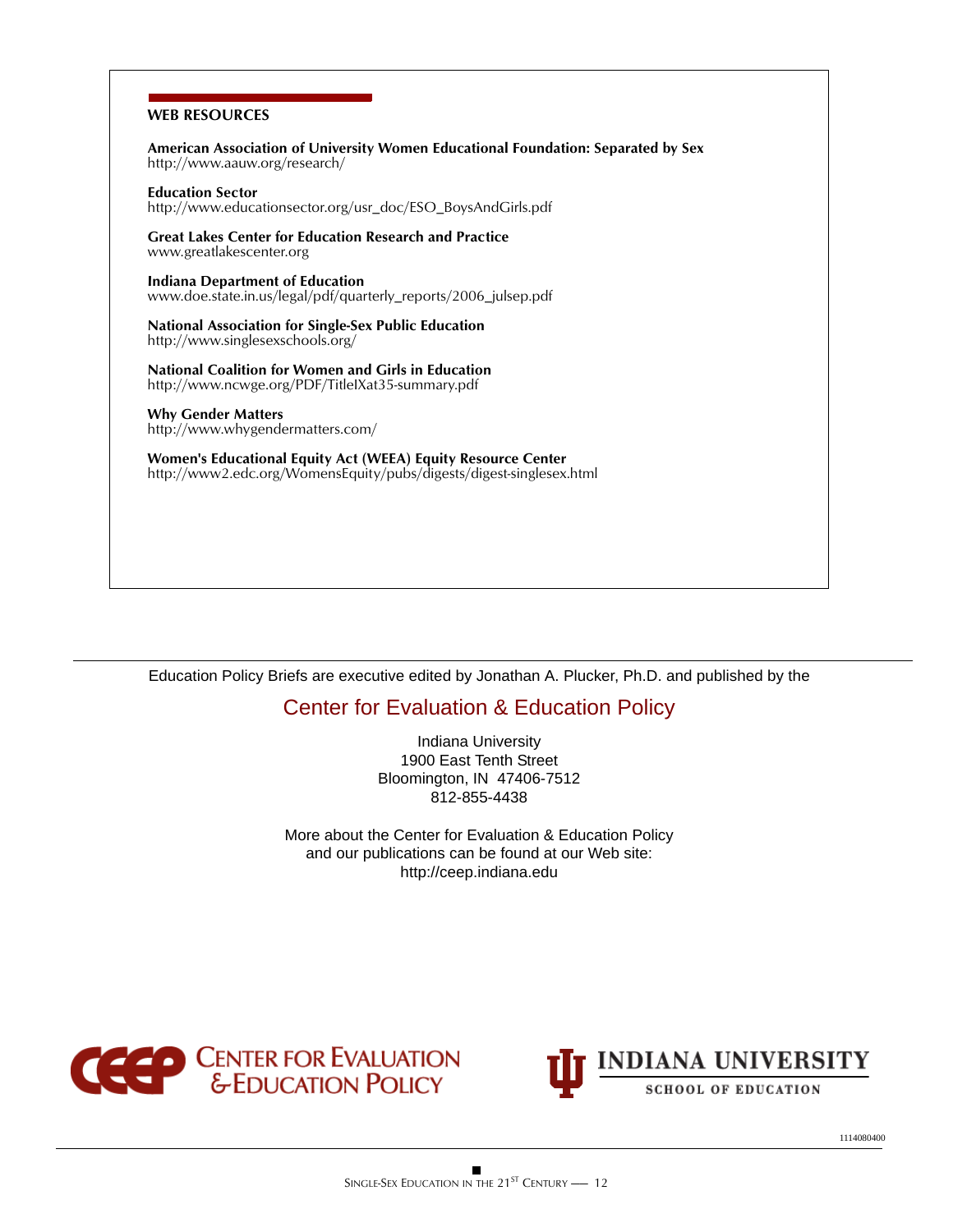## WEB RESOURCES

**American Association of University Women Educational Foundation: Separated by Sex**
http://www.aauw.org/research/

**Education Sector**
http://www.educationsector.org/usr_doc/ESO_BoysAndGirls.pdf

**Great Lakes Center for Education Research and Practice**
www.greatlakescenter.org

**Indiana Department of Education**
www.doe.state.in.us/legal/pdf/quarterly_reports/2006_julsep.pdf

**National Association for Single-Sex Public Education**
http://www.singlesexschools.org/

**National Coalition for Women and Girls in Education**
http://www.ncwge.org/PDF/TitleIXat35-summary.pdf

**Why Gender Matters**
http://www.whygendermatters.com/

**Women's Educational Equity Act (WEEA) Equity Resource Center**
http://www2.edc.org/WomensEquity/pubs/digests/digest-singlesex.html

---

Education Policy Briefs are executive edited by Jonathan A. Plucker, Ph.D. and published by the

Center for Evaluation & Education Policy

Indiana University
1900 East Tenth Street
Bloomington, IN 47406-7512
812-855-4438

More about the Center for Evaluation & Education Policy
and our publications can be found at our Web site:
http://ceep.indiana.edu

CEEP CENTER FOR EVALUATION & EDUCATION POLICY

INDIANA UNIVERSITY
SCHOOL OF EDUCATION

1114080400